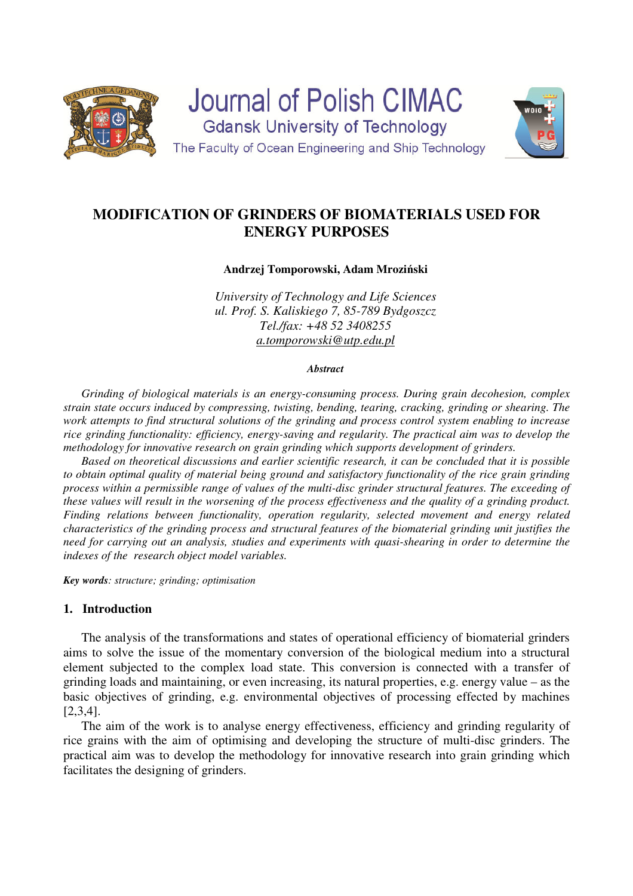Journal of Polish CIMAC
Gdansk University of Technology
The Faculty of Ocean Engineering and Ship Technology

# MODIFICATION OF GRINDERS OF BIOMATERIALS USED FOR ENERGY PURPOSES

**Andrzej Tomporowski, Adam Mroziński**

*University of Technology and Life Sciences*
*ul. Prof. S. Kaliskiego 7, 85-789 Bydgoszcz*
*Tel./fax: +48 52 3408255*
*a.tomporowski@utp.edu.pl*

***Abstract***

*Grinding of biological materials is an energy-consuming process. During grain decohesion, complex strain state occurs induced by compressing, twisting, bending, tearing, cracking, grinding or shearing. The work attempts to find structural solutions of the grinding and process control system enabling to increase rice grinding functionality: efficiency, energy-saving and regularity. The practical aim was to develop the methodology for innovative research on grain grinding which supports development of grinders.*

*Based on theoretical discussions and earlier scientific research, it can be concluded that it is possible to obtain optimal quality of material being ground and satisfactory functionality of the rice grain grinding process within a permissible range of values of the multi-disc grinder structural features. The exceeding of these values will result in the worsening of the process effectiveness and the quality of a grinding product. Finding relations between functionality, operation regularity, selected movement and energy related characteristics of the grinding process and structural features of the biomaterial grinding unit justifies the need for carrying out an analysis, studies and experiments with quasi-shearing in order to determine the indexes of the research object model variables.*

***Key words****: structure; grinding; optimisation*

## 1. Introduction

The analysis of the transformations and states of operational efficiency of biomaterial grinders aims to solve the issue of the momentary conversion of the biological medium into a structural element subjected to the complex load state. This conversion is connected with a transfer of grinding loads and maintaining, or even increasing, its natural properties, e.g. energy value – as the basic objectives of grinding, e.g. environmental objectives of processing effected by machines [2,3,4].

The aim of the work is to analyse energy effectiveness, efficiency and grinding regularity of rice grains with the aim of optimising and developing the structure of multi-disc grinders. The practical aim was to develop the methodology for innovative research into grain grinding which facilitates the designing of grinders.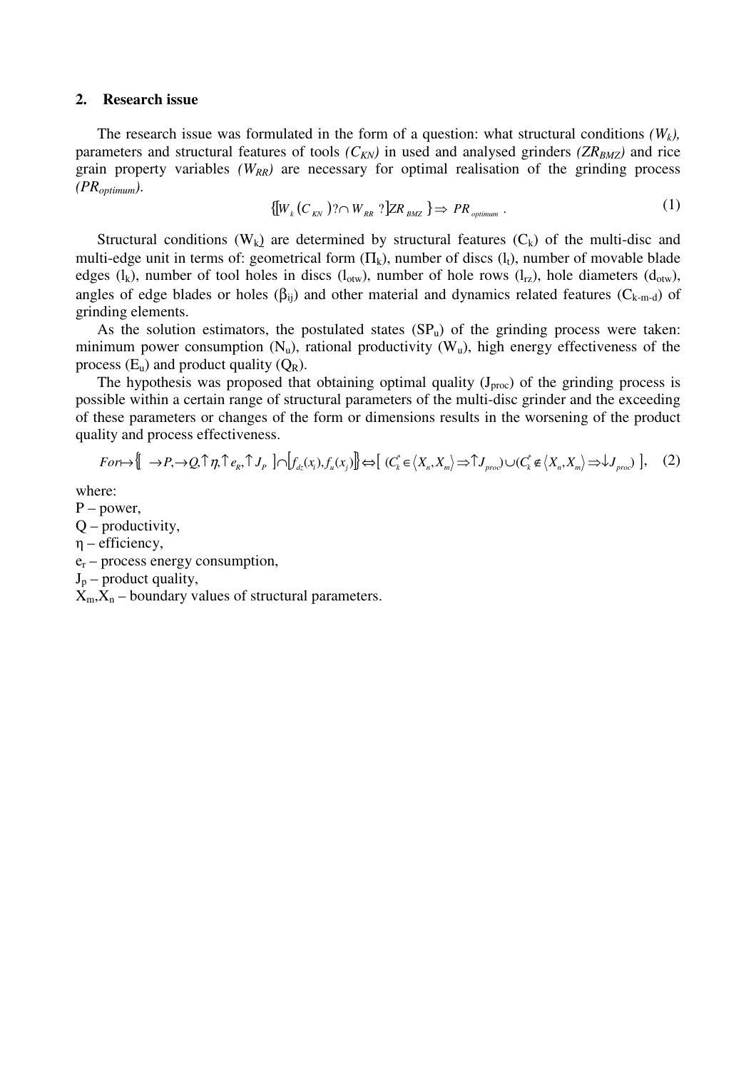## 2. Research issue

The research issue was formulated in the form of a question: what structural conditions *($W_k$)*, parameters and structural features of tools *($C_{KN}$)* in used and analysed grinders *($ZR_{BMZ}$)* and rice grain property variables *($W_{RR}$)* are necessary for optimal realisation of the grinding process *($PR_{optimum}$)*.

$$\{[W_k(C_{KN})?\cap W_{RR}\ ?]ZR_{BMZ}\} \Rightarrow PR_{optimum}\ . \tag{1}$$

Structural conditions ($W_k$) are determined by structural features ($C_k$) of the multi-disc and multi-edge unit in terms of: geometrical form ($\Pi_k$), number of discs ($l_t$), number of movable blade edges ($l_k$), number of tool holes in discs ($l_{otw}$), number of hole rows ($l_{rz}$), hole diameters ($d_{otw}$), angles of edge blades or holes ($\beta_{ij}$) and other material and dynamics related features ($C_{k\text{-}m\text{-}d}$) of grinding elements.

As the solution estimators, the postulated states ($SP_u$) of the grinding process were taken: minimum power consumption ($N_u$), rational productivity ($W_u$), high energy effectiveness of the process ($E_u$) and product quality ($Q_R$).

The hypothesis was proposed that obtaining optimal quality ($J_{proc}$) of the grinding process is possible within a certain range of structural parameters of the multi-disc grinder and the exceeding of these parameters or changes of the form or dimensions results in the worsening of the product quality and process effectiveness.

$$For \mapsto \{[\ \rightarrow P, \rightarrow Q, \uparrow \eta, \uparrow e_R, \uparrow J_P\ ] \cap [f_{dz}(x_i), f_u(x_j)]\} \Leftrightarrow [\ (C_k^* \in \langle X_n, X_m \rangle \Rightarrow \uparrow J_{proc}) \cup (C_k^* \notin \langle X_n, X_m \rangle \Rightarrow \downarrow J_{proc})\ ], \tag{2}$$

where:

P – power,

Q – productivity,

$\eta$ – efficiency,

$e_r$ – process energy consumption,

$J_p$ – product quality,

$X_m$,$X_n$ – boundary values of structural parameters.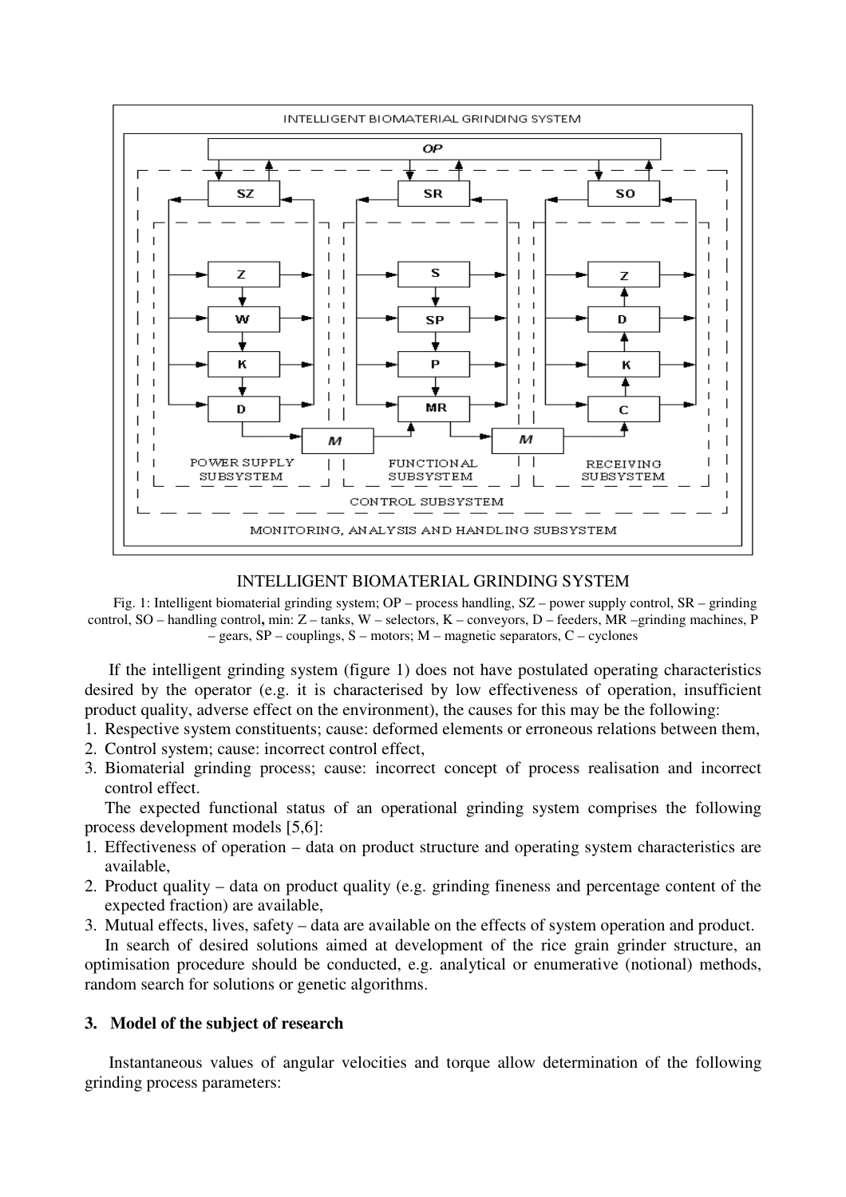INTELLIGENT BIOMATERIAL GRINDING SYSTEM

Fig. 1: Intelligent biomaterial grinding system; OP – process handling, SZ – power supply control, SR – grinding control, SO – handling control, **min**: Z – tanks, W – selectors, K – conveyors, D – feeders, MR –grinding machines, P – gears, SP – couplings, S – motors; M – magnetic separators, C – cyclones

If the intelligent grinding system (figure 1) does not have postulated operating characteristics desired by the operator (e.g. it is characterised by low effectiveness of operation, insufficient product quality, adverse effect on the environment), the causes for this may be the following:

1. Respective system constituents; cause: deformed elements or erroneous relations between them,
2. Control system; cause: incorrect control effect,
3. Biomaterial grinding process; cause: incorrect concept of process realisation and incorrect control effect.

The expected functional status of an operational grinding system comprises the following process development models [5,6]:

1. Effectiveness of operation – data on product structure and operating system characteristics are available,
2. Product quality – data on product quality (e.g. grinding fineness and percentage content of the expected fraction) are available,
3. Mutual effects, lives, safety – data are available on the effects of system operation and product.

In search of desired solutions aimed at development of the rice grain grinder structure, an optimisation procedure should be conducted, e.g. analytical or enumerative (notional) methods, random search for solutions or genetic algorithms.

## 3. Model of the subject of research

Instantaneous values of angular velocities and torque allow determination of the following grinding process parameters: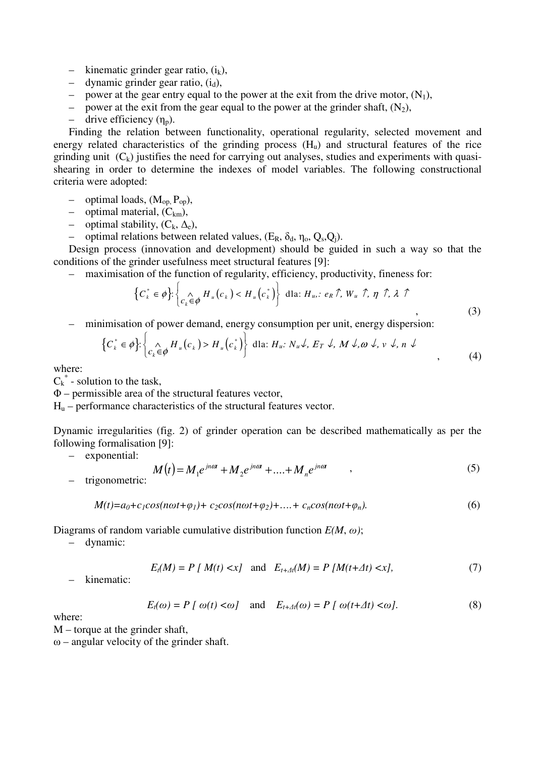- kinematic grinder gear ratio, ($i_k$),
- dynamic grinder gear ratio, ($i_d$),
- power at the gear entry equal to the power at the exit from the drive motor, ($N_1$),
- power at the exit from the gear equal to the power at the grinder shaft, ($N_2$),
- drive efficiency ($\eta_p$).

Finding the relation between functionality, operational regularity, selected movement and energy related characteristics of the grinding process ($H_u$) and structural features of the rice grinding unit ($C_k$) justifies the need for carrying out analyses, studies and experiments with quasi-shearing in order to determine the indexes of model variables. The following constructional criteria were adopted:

- optimal loads, ($M_{op}$, $P_{op}$),
- optimal material, ($C_{km}$),
- optimal stability, ($C_k$, $\Delta_e$),
- optimal relations between related values, ($E_R$, $\delta_d$, $\eta_o$, $Q_s$, $Q_j$).

Design process (innovation and development) should be guided in such a way so that the conditions of the grinder usefulness meet structural features [9]:

- maximisation of the function of regularity, efficiency, productivity, fineness for:

$$\left\{C_k^* \in \phi\right\}: \left\{ \underset{c_k \in \phi}{\wedge} H_u(c_k) < H_u\left(c_k^*\right) \right\} \text{ dla: } H_u,: e_R \uparrow, W_u \uparrow, \eta \uparrow, \lambda \uparrow \quad , \tag{3}$$

- minimisation of power demand, energy consumption per unit, energy dispersion:

$$\left\{C_k^* \in \phi\right\}: \left\{ \underset{c_k \in \phi}{\wedge} H_u(c_k) > H_u\left(c_k^*\right) \right\} \text{ dla: } H_u: N_u \downarrow, E_T \downarrow, M \downarrow, \omega \downarrow, v \downarrow, n \downarrow \quad , \tag{4}$$

where:
$C_k^*$ - solution to the task,
$\Phi$ – permissible area of the structural features vector,
$H_u$ – performance characteristics of the structural features vector.

Dynamic irregularities (fig. 2) of grinder operation can be described mathematically as per the following formalisation [9]:

- exponential:

$$M(t) = M_1 e^{jn\omega t} + M_2 e^{jn\omega t} + \ldots + M_n e^{jn\omega t} \quad , \tag{5}$$

- trigonometric:

$$M(t) = a_0 + c_1 cos(n\omega t + \varphi_1) + c_2 cos(n\omega t + \varphi_2) + \ldots + c_n cos(n\omega t + \varphi_n). \tag{6}$$

Diagrams of random variable cumulative distribution function $E(M, \omega)$;

- dynamic:

$$E_t(M) = P\,[\,M(t) < x] \quad \text{and} \quad E_{t+\Delta t}(M) = P\,[M(t+\Delta t) < x], \tag{7}$$

- kinematic:

$$E_t(\omega) = P\,[\,\omega(t) < \omega] \quad \text{and} \quad E_{t+\Delta t}(\omega) = P\,[\,\omega(t+\Delta t) < \omega]. \tag{8}$$

where:
M – torque at the grinder shaft,
$\omega$ – angular velocity of the grinder shaft.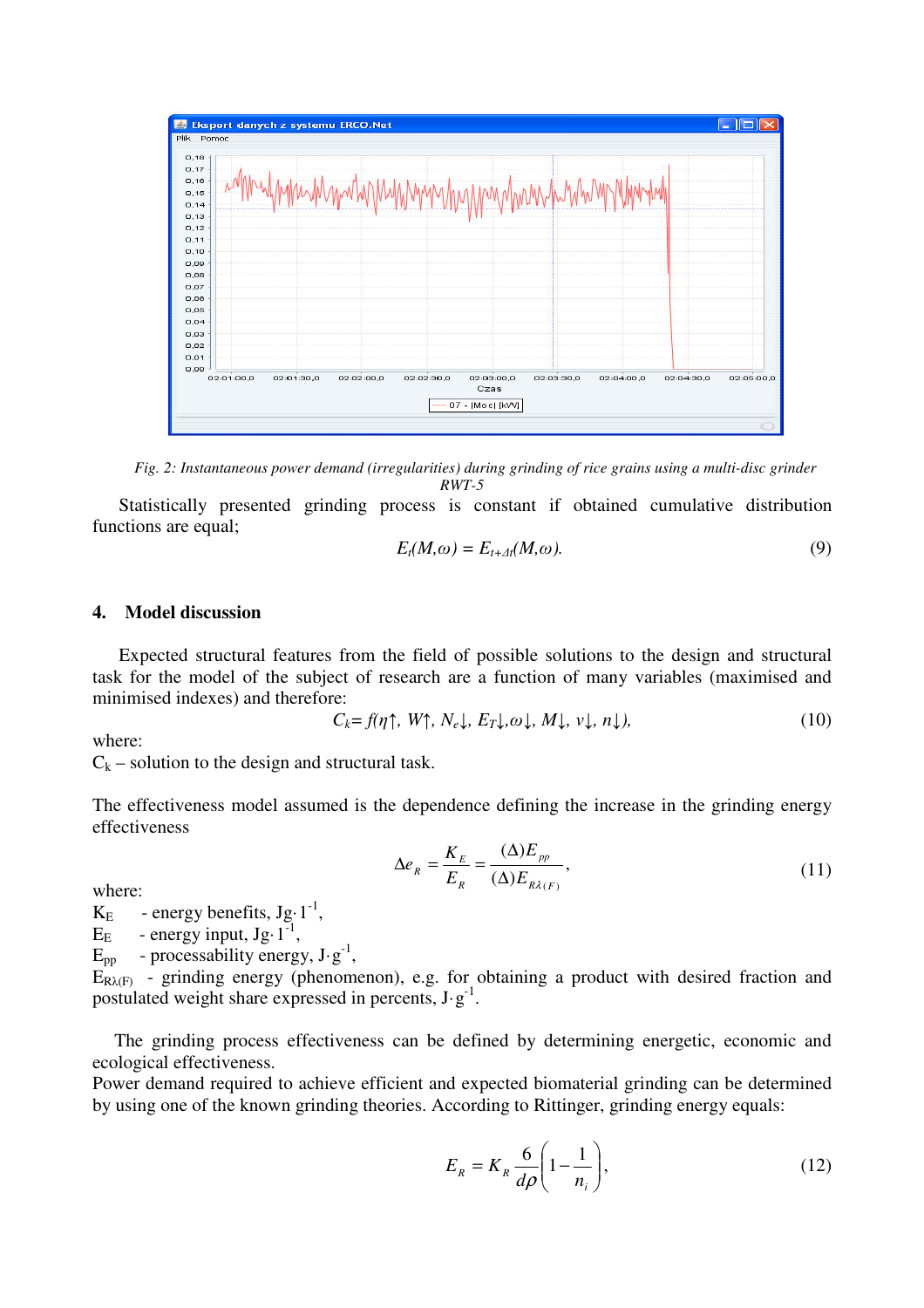*Fig. 2: Instantaneous power demand (irregularities) during grinding of rice grains using a multi-disc grinder RWT-5*

Statistically presented grinding process is constant if obtained cumulative distribution functions are equal;

$$E_t(M,\omega) = E_{t+\Delta t}(M,\omega). \tag{9}$$

## 4. Model discussion

Expected structural features from the field of possible solutions to the design and structural task for the model of the subject of research are a function of many variables (maximised and minimised indexes) and therefore:

$$C_k = f(\eta\uparrow,\ W\uparrow,\ N_e\downarrow,\ E_T\downarrow, \omega\downarrow,\ M\downarrow,\ v\downarrow,\ n\downarrow), \tag{10}$$

where:

$C_k$ – solution to the design and structural task.

The effectiveness model assumed is the dependence defining the increase in the grinding energy effectiveness

$$\Delta e_R = \frac{K_E}{E_R} = \frac{(\Delta)E_{pp}}{(\Delta)E_{R\lambda(F)}}, \tag{11}$$

where:

$K_E$ - energy benefits, $Jg \cdot 1^{-1}$,

$E_E$ - energy input, $Jg \cdot 1^{-1}$,

$E_{pp}$ - processability energy, $J \cdot g^{-1}$,

$E_{R\lambda(F)}$ - grinding energy (phenomenon), e.g. for obtaining a product with desired fraction and postulated weight share expressed in percents, $J \cdot g^{-1}$.

The grinding process effectiveness can be defined by determining energetic, economic and ecological effectiveness.

Power demand required to achieve efficient and expected biomaterial grinding can be determined by using one of the known grinding theories. According to Rittinger, grinding energy equals:

$$E_R = K_R \frac{6}{d\rho}\left(1 - \frac{1}{n_i}\right), \tag{12}$$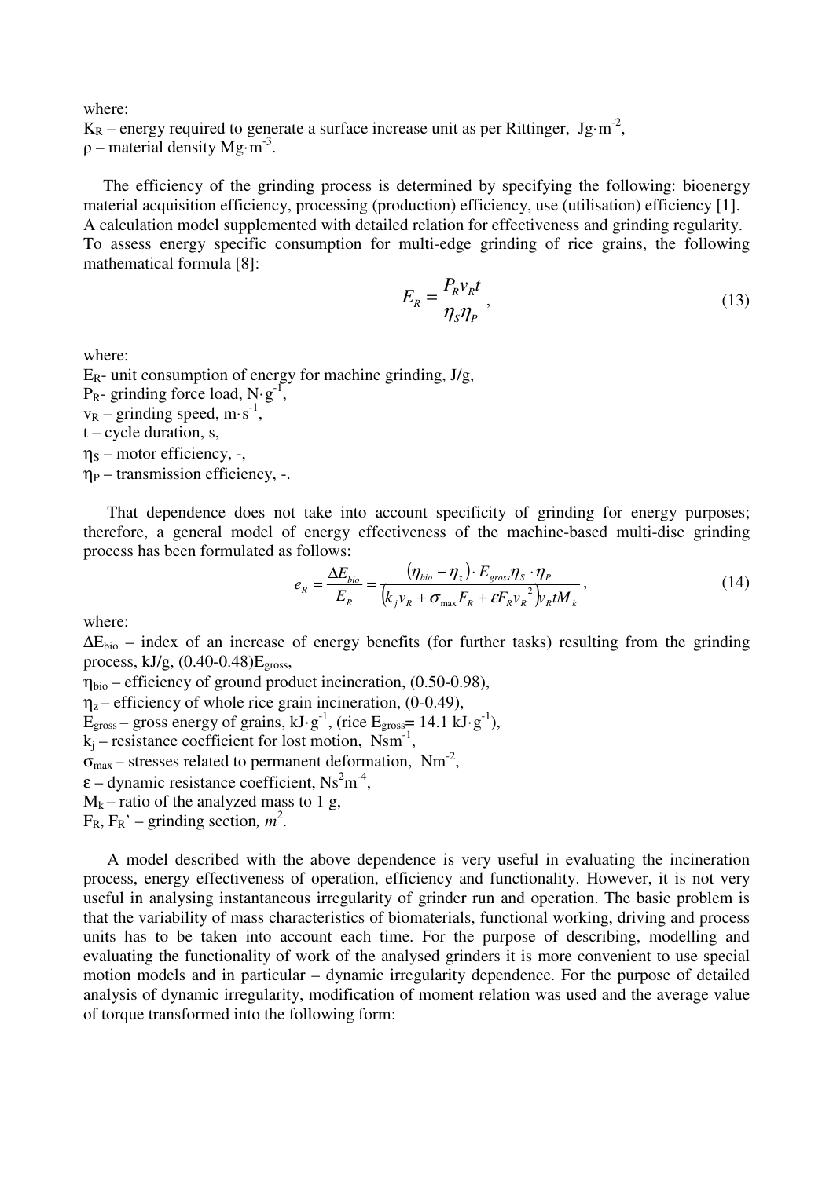where:
$K_R$ – energy required to generate a surface increase unit as per Rittinger, $Jg{\cdot}m^{-2}$,
$\rho$ – material density $Mg{\cdot}m^{-3}$.

The efficiency of the grinding process is determined by specifying the following: bioenergy material acquisition efficiency, processing (production) efficiency, use (utilisation) efficiency [1]. A calculation model supplemented with detailed relation for effectiveness and grinding regularity. To assess energy specific consumption for multi-edge grinding of rice grains, the following mathematical formula [8]:

$$E_R = \frac{P_R v_R t}{\eta_S \eta_P}, \tag{13}$$

where:
$E_R$- unit consumption of energy for machine grinding, J/g,
$P_R$- grinding force load, $N{\cdot}g^{-1}$,
$v_R$ – grinding speed, $m{\cdot}s^{-1}$,
t – cycle duration, s,
$\eta_S$ – motor efficiency, -,
$\eta_P$ – transmission efficiency, -.

That dependence does not take into account specificity of grinding for energy purposes; therefore, a general model of energy effectiveness of the machine-based multi-disc grinding process has been formulated as follows:

$$e_R = \frac{\Delta E_{bio}}{E_R} = \frac{(\eta_{bio} - \eta_z) \cdot E_{gross} \eta_S \cdot \eta_P}{\left(k_j v_R + \sigma_{max} F_R + \varepsilon F_R v_R^{\,2}\right) v_R t M_k}, \tag{14}$$

where:
$\Delta E_{bio}$ – index of an increase of energy benefits (for further tasks) resulting from the grinding process, kJ/g, (0.40-0.48)$E_{gross}$,
$\eta_{bio}$ – efficiency of ground product incineration, (0.50-0.98),
$\eta_z$ – efficiency of whole rice grain incineration, (0-0.49),
$E_{gross}$ – gross energy of grains, $kJ{\cdot}g^{-1}$, (rice $E_{gross}$= 14.1 $kJ{\cdot}g^{-1}$),
$k_j$ – resistance coefficient for lost motion, $Nsm^{-1}$,
$\sigma_{max}$ – stresses related to permanent deformation, $Nm^{-2}$,
$\varepsilon$ – dynamic resistance coefficient, $Ns^2m^{-4}$,
$M_k$ – ratio of the analyzed mass to 1 g,
$F_R$, $F_R$' – grinding section, *$m^2$*.

A model described with the above dependence is very useful in evaluating the incineration process, energy effectiveness of operation, efficiency and functionality. However, it is not very useful in analysing instantaneous irregularity of grinder run and operation. The basic problem is that the variability of mass characteristics of biomaterials, functional working, driving and process units has to be taken into account each time. For the purpose of describing, modelling and evaluating the functionality of work of the analysed grinders it is more convenient to use special motion models and in particular – dynamic irregularity dependence. For the purpose of detailed analysis of dynamic irregularity, modification of moment relation was used and the average value of torque transformed into the following form: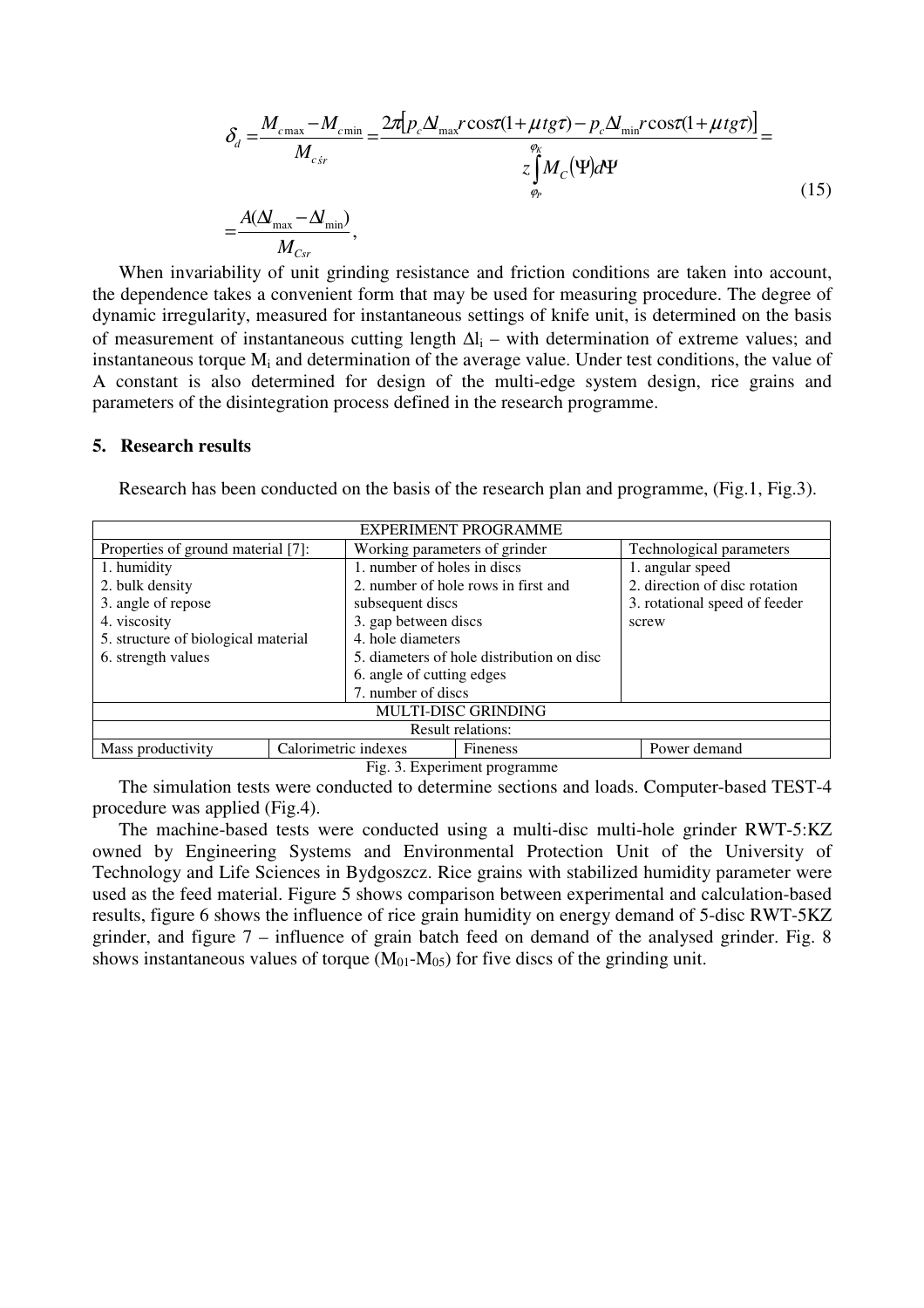$$\delta_d = \frac{M_{c\max} - M_{c\min}}{M_{c\acute{s}r}} = \frac{2\pi\left[p_c \Delta l_{\max} r \cos\tau(1+\mu tg\tau) - p_c \Delta l_{\min} r \cos\tau(1+\mu tg\tau)\right]}{z\int_{\varphi_P}^{\varphi_K} M_C(\Psi) d\Psi} = \tag{15}$$

$$= \frac{A(\Delta l_{\max} - \Delta l_{\min})}{M_{Csr}},$$

When invariability of unit grinding resistance and friction conditions are taken into account, the dependence takes a convenient form that may be used for measuring procedure. The degree of dynamic irregularity, measured for instantaneous settings of knife unit, is determined on the basis of measurement of instantaneous cutting length $\Delta l_i$ – with determination of extreme values; and instantaneous torque $M_i$ and determination of the average value. Under test conditions, the value of A constant is also determined for design of the multi-edge system design, rice grains and parameters of the disintegration process defined in the research programme.

## 5. Research results

Research has been conducted on the basis of the research plan and programme, (Fig.1, Fig.3).

| EXPERIMENT PROGRAMME | | |
|---|---|---|
| Properties of ground material [7]: | Working parameters of grinder | Technological parameters |
| 1. humidity<br>2. bulk density<br>3. angle of repose<br>4. viscosity<br>5. structure of biological material<br>6. strength values | 1. number of holes in discs<br>2. number of hole rows in first and subsequent discs<br>3. gap between discs<br>4. hole diameters<br>5. diameters of hole distribution on disc<br>6. angle of cutting edges<br>7. number of discs | 1. angular speed<br>2. direction of disc rotation<br>3. rotational speed of feeder screw |
| MULTI-DISC GRINDING | | |
| Result relations: | | |
| Mass productivity / Calorimetric indexes | Fineness | Power demand |

Fig. 3. Experiment programme

The simulation tests were conducted to determine sections and loads. Computer-based TEST-4 procedure was applied (Fig.4).

The machine-based tests were conducted using a multi-disc multi-hole grinder RWT-5:KZ owned by Engineering Systems and Environmental Protection Unit of the University of Technology and Life Sciences in Bydgoszcz. Rice grains with stabilized humidity parameter were used as the feed material. Figure 5 shows comparison between experimental and calculation-based results, figure 6 shows the influence of rice grain humidity on energy demand of 5-disc RWT-5KZ grinder, and figure 7 – influence of grain batch feed on demand of the analysed grinder. Fig. 8 shows instantaneous values of torque ($M_{01}$-$M_{05}$) for five discs of the grinding unit.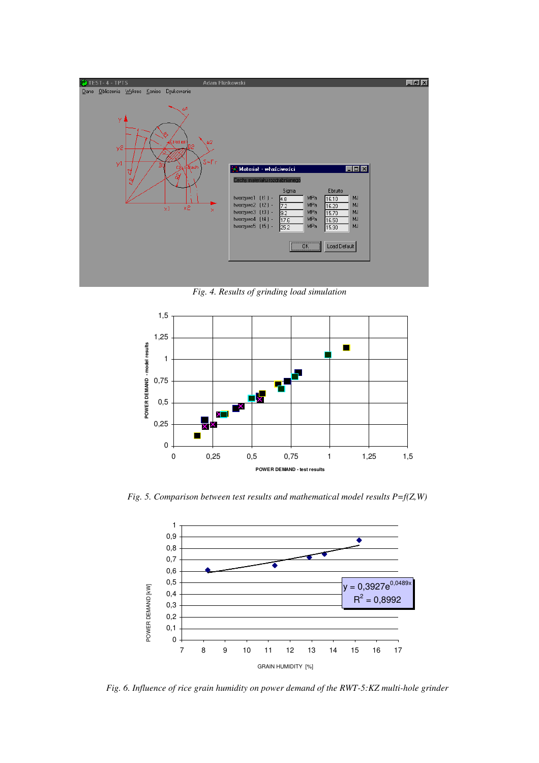*Fig. 4. Results of grinding load simulation*

*Fig. 5. Comparison between test results and mathematical model results P=f(Z,W)*

*Fig. 6. Influence of rice grain humidity on power demand of the RWT-5:KZ multi-hole grinder*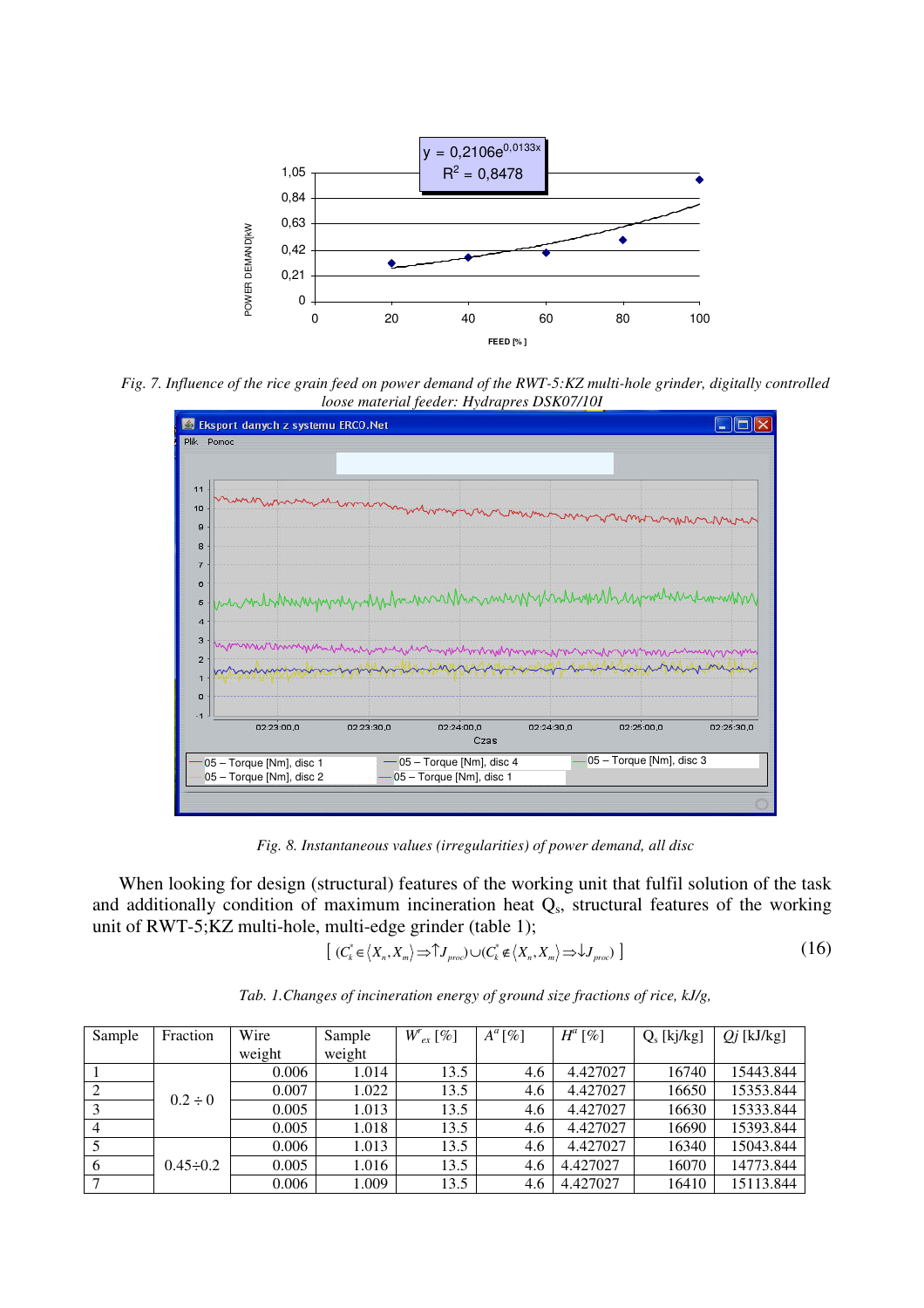*Fig. 7. Influence of the rice grain feed on power demand of the RWT-5:KZ multi-hole grinder, digitally controlled loose material feeder: Hydrapres DSK07/10I*

*Fig. 8. Instantaneous values (irregularities) of power demand, all disc*

When looking for design (structural) features of the working unit that fulfil solution of the task and additionally condition of maximum incineration heat $Q_s$, structural features of the working unit of RWT-5;KZ multi-hole, multi-edge grinder (table 1);

$$[\ (C_k^* \in \langle X_n, X_m \rangle \Rightarrow \uparrow J_{proc}) \cup (C_k^* \notin \langle X_n, X_m \rangle \Rightarrow \downarrow J_{proc})\ ] \tag{16}$$

*Tab. 1.Changes of incineration energy of ground size fractions of rice, kJ/g,*

| Sample | Fraction | Wire weight | Sample weight | $W^r_{ex}$ [%] | $A^a$ [%] | $H^a$ [%] | $Q_s$ [kj/kg] | $Qj$ [kJ/kg] |
|---|---|---|---|---|---|---|---|---|
| 1 | 0.2 ÷ 0 | 0.006 | 1.014 | 13.5 | 4.6 | 4.427027 | 16740 | 15443.844 |
| 2 | | 0.007 | 1.022 | 13.5 | 4.6 | 4.427027 | 16650 | 15353.844 |
| 3 | | 0.005 | 1.013 | 13.5 | 4.6 | 4.427027 | 16630 | 15333.844 |
| 4 | | 0.005 | 1.018 | 13.5 | 4.6 | 4.427027 | 16690 | 15393.844 |
| 5 | 0.45÷0.2 | 0.006 | 1.013 | 13.5 | 4.6 | 4.427027 | 16340 | 15043.844 |
| 6 | | 0.005 | 1.016 | 13.5 | 4.6 | 4.427027 | 16070 | 14773.844 |
| 7 | | 0.006 | 1.009 | 13.5 | 4.6 | 4.427027 | 16410 | 15113.844 |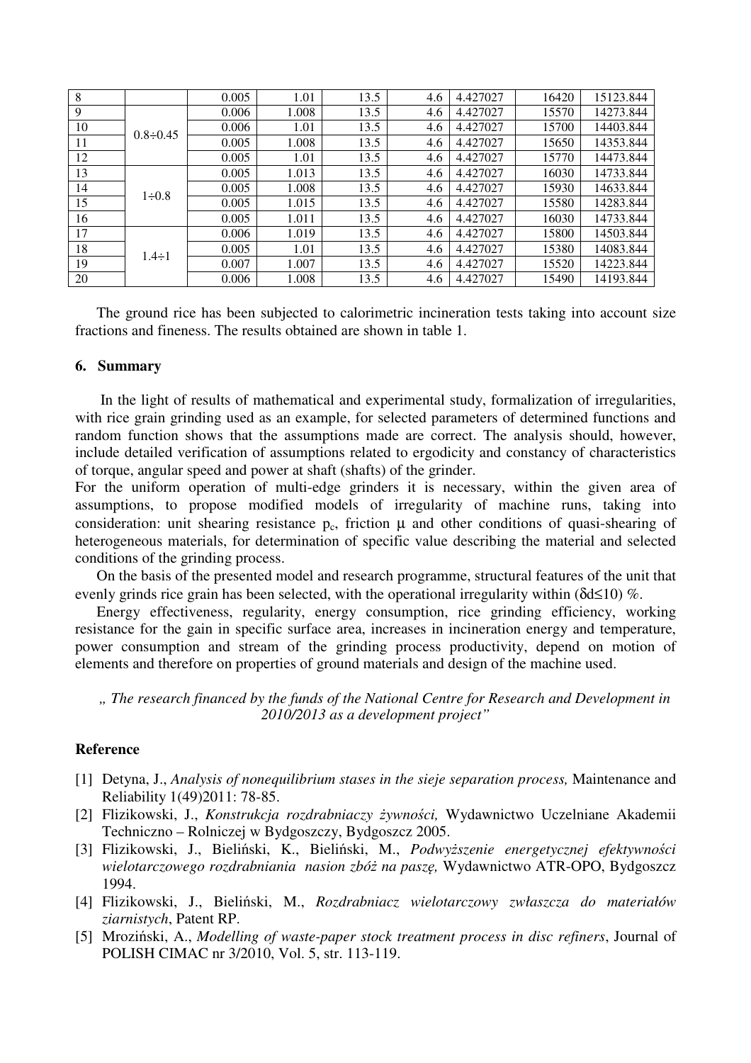| 8 | | 0.005 | 1.01 | 13.5 | 4.6 | 4.427027 | 16420 | 15123.844 |
|---|---|---|---|---|---|---|---|---|
| 9 | 0.8÷0.45 | 0.006 | 1.008 | 13.5 | 4.6 | 4.427027 | 15570 | 14273.844 |
| 10 | | 0.006 | 1.01 | 13.5 | 4.6 | 4.427027 | 15700 | 14403.844 |
| 11 | | 0.005 | 1.008 | 13.5 | 4.6 | 4.427027 | 15650 | 14353.844 |
| 12 | | 0.005 | 1.01 | 13.5 | 4.6 | 4.427027 | 15770 | 14473.844 |
| 13 | 1÷0.8 | 0.005 | 1.013 | 13.5 | 4.6 | 4.427027 | 16030 | 14733.844 |
| 14 | | 0.005 | 1.008 | 13.5 | 4.6 | 4.427027 | 15930 | 14633.844 |
| 15 | | 0.005 | 1.015 | 13.5 | 4.6 | 4.427027 | 15580 | 14283.844 |
| 16 | | 0.005 | 1.011 | 13.5 | 4.6 | 4.427027 | 16030 | 14733.844 |
| 17 | 1.4÷1 | 0.006 | 1.019 | 13.5 | 4.6 | 4.427027 | 15800 | 14503.844 |
| 18 | | 0.005 | 1.01 | 13.5 | 4.6 | 4.427027 | 15380 | 14083.844 |
| 19 | | 0.007 | 1.007 | 13.5 | 4.6 | 4.427027 | 15520 | 14223.844 |
| 20 | | 0.006 | 1.008 | 13.5 | 4.6 | 4.427027 | 15490 | 14193.844 |

The ground rice has been subjected to calorimetric incineration tests taking into account size fractions and fineness. The results obtained are shown in table 1.

## 6. Summary

In the light of results of mathematical and experimental study, formalization of irregularities, with rice grain grinding used as an example, for selected parameters of determined functions and random function shows that the assumptions made are correct. The analysis should, however, include detailed verification of assumptions related to ergodicity and constancy of characteristics of torque, angular speed and power at shaft (shafts) of the grinder.

For the uniform operation of multi-edge grinders it is necessary, within the given area of assumptions, to propose modified models of irregularity of machine runs, taking into consideration: unit shearing resistance $p_c$, friction $\mu$ and other conditions of quasi-shearing of heterogeneous materials, for determination of specific value describing the material and selected conditions of the grinding process.

On the basis of the presented model and research programme, structural features of the unit that evenly grinds rice grain has been selected, with the operational irregularity within ($\delta d \leq 10$) %.

Energy effectiveness, regularity, energy consumption, rice grinding efficiency, working resistance for the gain in specific surface area, increases in incineration energy and temperature, power consumption and stream of the grinding process productivity, depend on motion of elements and therefore on properties of ground materials and design of the machine used.

*„ The research financed by the funds of the National Centre for Research and Development in 2010/2013 as a development project"*

## Reference

[1] Detyna, J., *Analysis of nonequilibrium stases in the sieje separation process,* Maintenance and Reliability 1(49)2011: 78-85.

[2] Flizikowski, J., *Konstrukcja rozdrabniaczy żywności,* Wydawnictwo Uczelniane Akademii Techniczno – Rolniczej w Bydgoszczy, Bydgoszcz 2005.

[3] Flizikowski, J., Bieliński, K., Bieliński, M., *Podwyższenie energetycznej efektywności wielotarczowego rozdrabniania nasion zbóż na paszę,* Wydawnictwo ATR-OPO, Bydgoszcz 1994.

[4] Flizikowski, J., Bieliński, M., *Rozdrabniacz wielotarczowy zwłaszcza do materiałów ziarnistych*, Patent RP.

[5] Mroziński, A., *Modelling of waste-paper stock treatment process in disc refiners*, Journal of POLISH CIMAC nr 3/2010, Vol. 5, str. 113-119.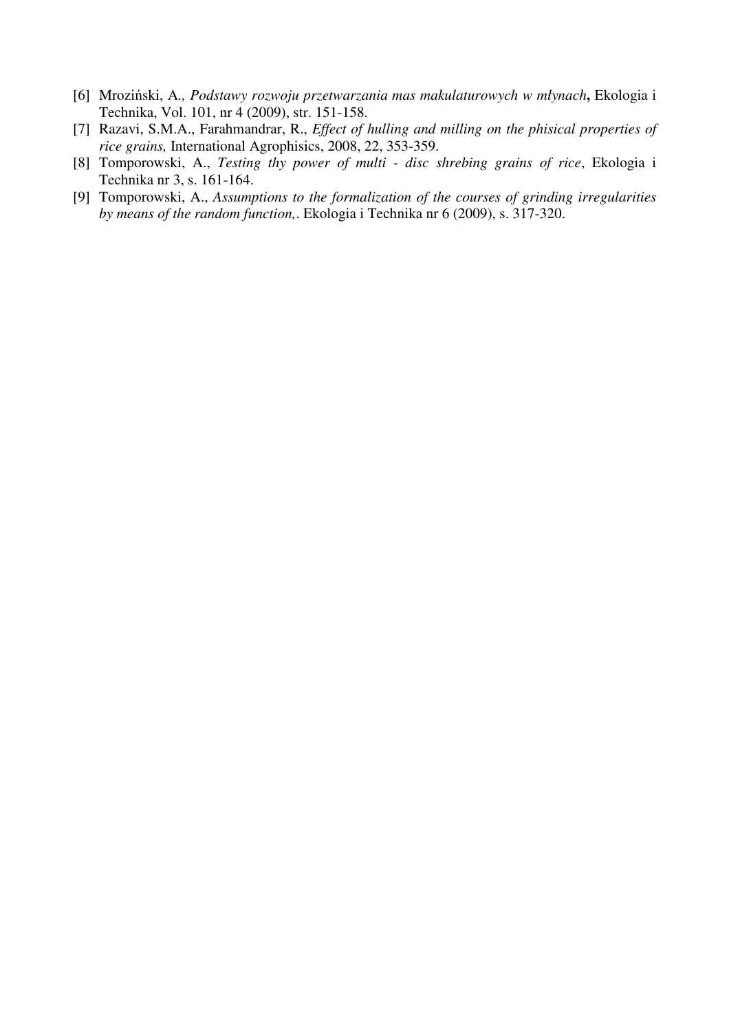[6] Mroziński, A.*, Podstawy rozwoju przetwarzania mas makulaturowych w młynach***,** Ekologia i Technika, Vol. 101, nr 4 (2009), str. 151-158.

[7] Razavi, S.M.A., Farahmandrar, R., *Effect of hulling and milling on the phisical properties of rice grains,* International Agrophisics, 2008, 22, 353-359.

[8] Tomporowski, A., *Testing thy power of multi - disc shrebing grains of rice*, Ekologia i Technika nr 3, s. 161-164.

[9] Tomporowski, A., *Assumptions to the formalization of the courses of grinding irregularities by means of the random function,*. Ekologia i Technika nr 6 (2009), s. 317-320.